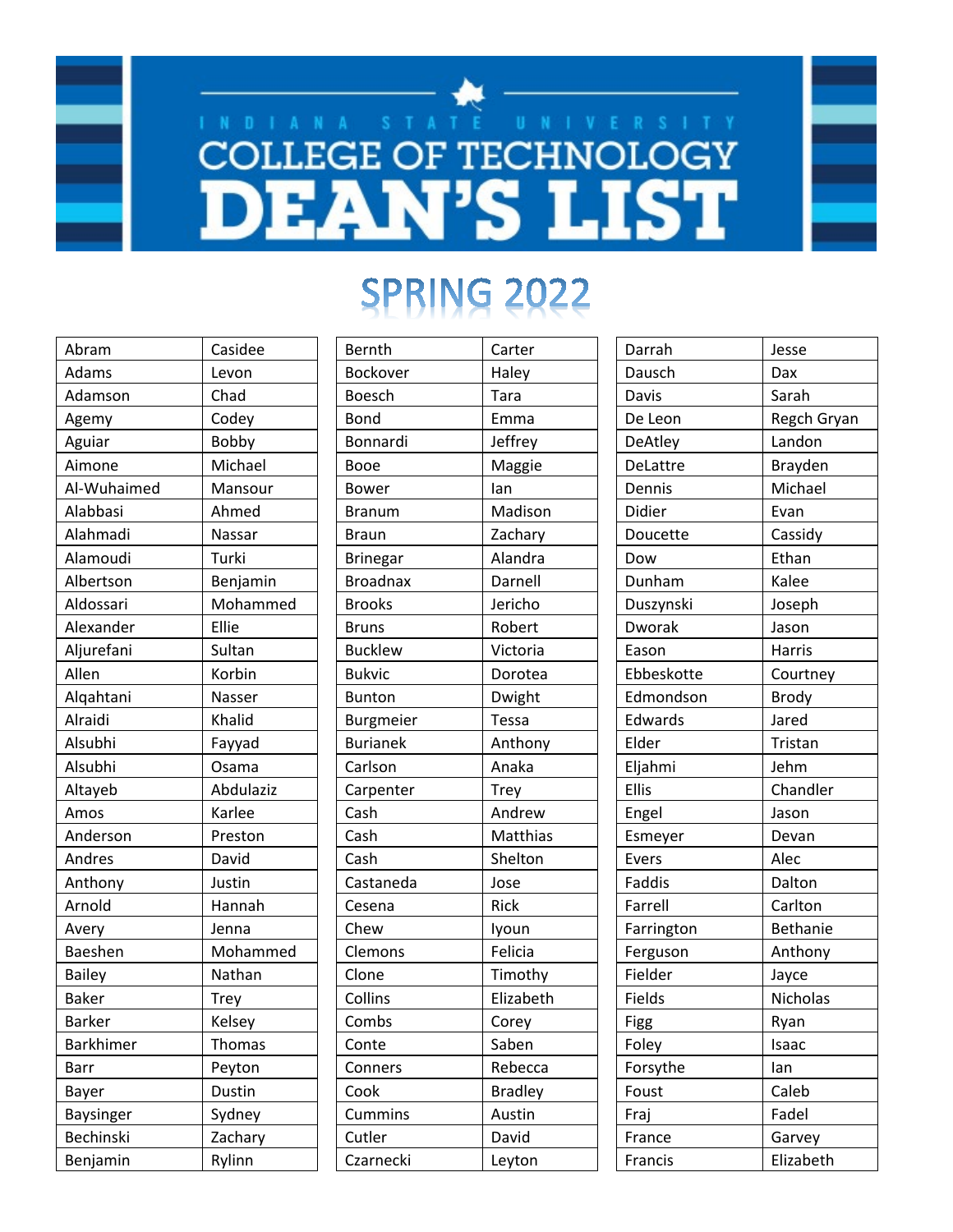# INDIANA STATE UNIVERSITY

# COLLEGE OF TECHNOLOGY DEAN'S LIST

## SPRING 2022

| | |
|---|---|
| Abram | Casidee |
| Adams | Levon |
| Adamson | Chad |
| Agemy | Codey |
| Aguiar | Bobby |
| Aimone | Michael |
| Al-Wuhaimed | Mansour |
| Alabbasi | Ahmed |
| Alahmadi | Nassar |
| Alamoudi | Turki |
| Albertson | Benjamin |
| Aldossari | Mohammed |
| Alexander | Ellie |
| Aljurefani | Sultan |
| Allen | Korbin |
| Alqahtani | Nasser |
| Alraidi | Khalid |
| Alsubhi | Fayyad |
| Alsubhi | Osama |
| Altayeb | Abdulaziz |
| Amos | Karlee |
| Anderson | Preston |
| Andres | David |
| Anthony | Justin |
| Arnold | Hannah |
| Avery | Jenna |
| Baeshen | Mohammed |
| Bailey | Nathan |
| Baker | Trey |
| Barker | Kelsey |
| Barkhimer | Thomas |
| Barr | Peyton |
| Bayer | Dustin |
| Baysinger | Sydney |
| Bechinski | Zachary |
| Benjamin | Rylinn |

| | |
|---|---|
| Bernth | Carter |
| Bockover | Haley |
| Boesch | Tara |
| Bond | Emma |
| Bonnardi | Jeffrey |
| Booe | Maggie |
| Bower | Ian |
| Branum | Madison |
| Braun | Zachary |
| Brinegar | Alandra |
| Broadnax | Darnell |
| Brooks | Jericho |
| Bruns | Robert |
| Bucklew | Victoria |
| Bukvic | Dorotea |
| Bunton | Dwight |
| Burgmeier | Tessa |
| Burianek | Anthony |
| Carlson | Anaka |
| Carpenter | Trey |
| Cash | Andrew |
| Cash | Matthias |
| Cash | Shelton |
| Castaneda | Jose |
| Cesena | Rick |
| Chew | Iyoun |
| Clemons | Felicia |
| Clone | Timothy |
| Collins | Elizabeth |
| Combs | Corey |
| Conte | Saben |
| Conners | Rebecca |
| Cook | Bradley |
| Cummins | Austin |
| Cutler | David |
| Czarnecki | Leyton |

| | |
|---|---|
| Darrah | Jesse |
| Dausch | Dax |
| Davis | Sarah |
| De Leon | Regch Gryan |
| DeAtley | Landon |
| DeLattre | Brayden |
| Dennis | Michael |
| Didier | Evan |
| Doucette | Cassidy |
| Dow | Ethan |
| Dunham | Kalee |
| Duszynski | Joseph |
| Dworak | Jason |
| Eason | Harris |
| Ebbeskotte | Courtney |
| Edmondson | Brody |
| Edwards | Jared |
| Elder | Tristan |
| Eljahmi | Jehm |
| Ellis | Chandler |
| Engel | Jason |
| Esmeyer | Devan |
| Evers | Alec |
| Faddis | Dalton |
| Farrell | Carlton |
| Farrington | Bethanie |
| Ferguson | Anthony |
| Fielder | Jayce |
| Fields | Nicholas |
| Figg | Ryan |
| Foley | Isaac |
| Forsythe | Ian |
| Foust | Caleb |
| Fraj | Fadel |
| France | Garvey |
| Francis | Elizabeth |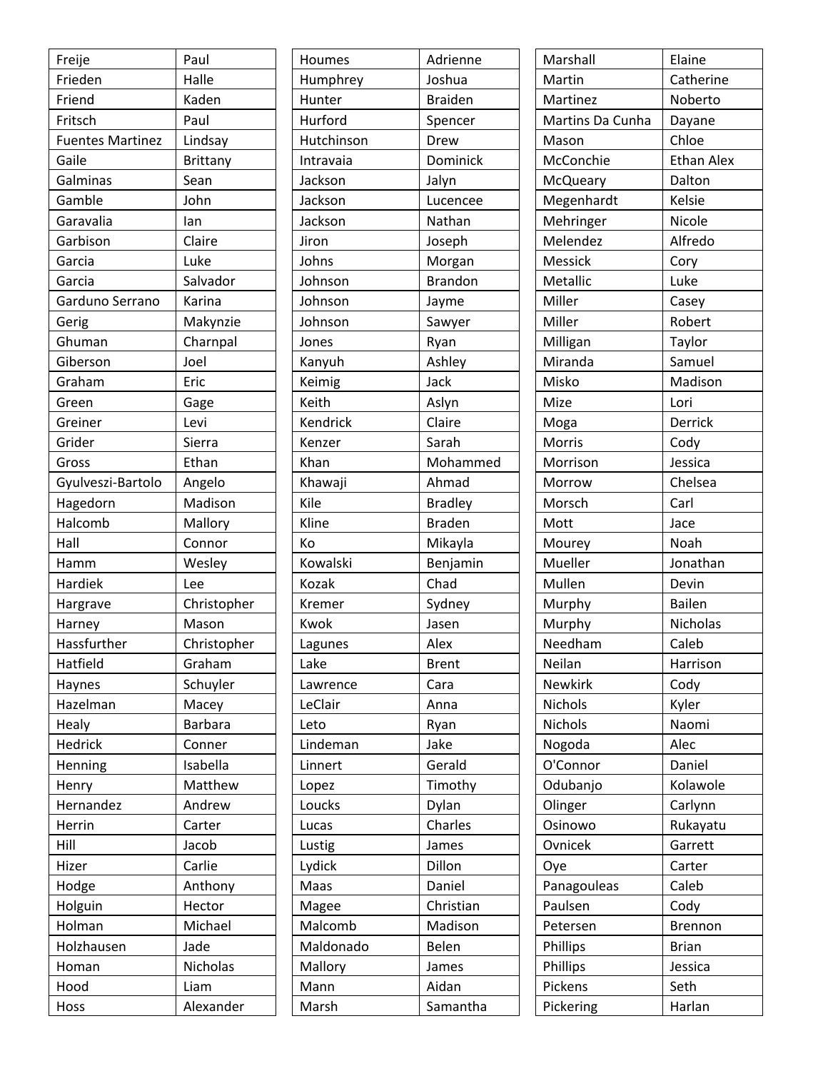| | |
|---|---|
| Freije | Paul |
| Frieden | Halle |
| Friend | Kaden |
| Fritsch | Paul |
| Fuentes Martinez | Lindsay |
| Gaile | Brittany |
| Galminas | Sean |
| Gamble | John |
| Garavalia | Ian |
| Garbison | Claire |
| Garcia | Luke |
| Garcia | Salvador |
| Garduno Serrano | Karina |
| Gerig | Makynzie |
| Ghuman | Charnpal |
| Giberson | Joel |
| Graham | Eric |
| Green | Gage |
| Greiner | Levi |
| Grider | Sierra |
| Gross | Ethan |
| Gyulveszi-Bartolo | Angelo |
| Hagedorn | Madison |
| Halcomb | Mallory |
| Hall | Connor |
| Hamm | Wesley |
| Hardiek | Lee |
| Hargrave | Christopher |
| Harney | Mason |
| Hassfurther | Christopher |
| Hatfield | Graham |
| Haynes | Schuyler |
| Hazelman | Macey |
| Healy | Barbara |
| Hedrick | Conner |
| Henning | Isabella |
| Henry | Matthew |
| Hernandez | Andrew |
| Herrin | Carter |
| Hill | Jacob |
| Hizer | Carlie |
| Hodge | Anthony |
| Holguin | Hector |
| Holman | Michael |
| Holzhausen | Jade |
| Homan | Nicholas |
| Hood | Liam |
| Hoss | Alexander |

| | |
|---|---|
| Houmes | Adrienne |
| Humphrey | Joshua |
| Hunter | Braiden |
| Hurford | Spencer |
| Hutchinson | Drew |
| Intravaia | Dominick |
| Jackson | Jalyn |
| Jackson | Lucencee |
| Jackson | Nathan |
| Jiron | Joseph |
| Johns | Morgan |
| Johnson | Brandon |
| Johnson | Jayme |
| Johnson | Sawyer |
| Jones | Ryan |
| Kanyuh | Ashley |
| Keimig | Jack |
| Keith | Aslyn |
| Kendrick | Claire |
| Kenzer | Sarah |
| Khan | Mohammed |
| Khawaji | Ahmad |
| Kile | Bradley |
| Kline | Braden |
| Ko | Mikayla |
| Kowalski | Benjamin |
| Kozak | Chad |
| Kremer | Sydney |
| Kwok | Jasen |
| Lagunes | Alex |
| Lake | Brent |
| Lawrence | Cara |
| LeClair | Anna |
| Leto | Ryan |
| Lindeman | Jake |
| Linnert | Gerald |
| Lopez | Timothy |
| Loucks | Dylan |
| Lucas | Charles |
| Lustig | James |
| Lydick | Dillon |
| Maas | Daniel |
| Magee | Christian |
| Malcomb | Madison |
| Maldonado | Belen |
| Mallory | James |
| Mann | Aidan |
| Marsh | Samantha |

| | |
|---|---|
| Marshall | Elaine |
| Martin | Catherine |
| Martinez | Noberto |
| Martins Da Cunha | Dayane |
| Mason | Chloe |
| McConchie | Ethan Alex |
| McQueary | Dalton |
| Megenhardt | Kelsie |
| Mehringer | Nicole |
| Melendez | Alfredo |
| Messick | Cory |
| Metallic | Luke |
| Miller | Casey |
| Miller | Robert |
| Milligan | Taylor |
| Miranda | Samuel |
| Misko | Madison |
| Mize | Lori |
| Moga | Derrick |
| Morris | Cody |
| Morrison | Jessica |
| Morrow | Chelsea |
| Morsch | Carl |
| Mott | Jace |
| Mourey | Noah |
| Mueller | Jonathan |
| Mullen | Devin |
| Murphy | Bailen |
| Murphy | Nicholas |
| Needham | Caleb |
| Neilan | Harrison |
| Newkirk | Cody |
| Nichols | Kyler |
| Nichols | Naomi |
| Nogoda | Alec |
| O'Connor | Daniel |
| Odubanjo | Kolawole |
| Olinger | Carlynn |
| Osinowo | Rukayatu |
| Ovnicek | Garrett |
| Oye | Carter |
| Panagouleas | Caleb |
| Paulsen | Cody |
| Petersen | Brennon |
| Phillips | Brian |
| Phillips | Jessica |
| Pickens | Seth |
| Pickering | Harlan |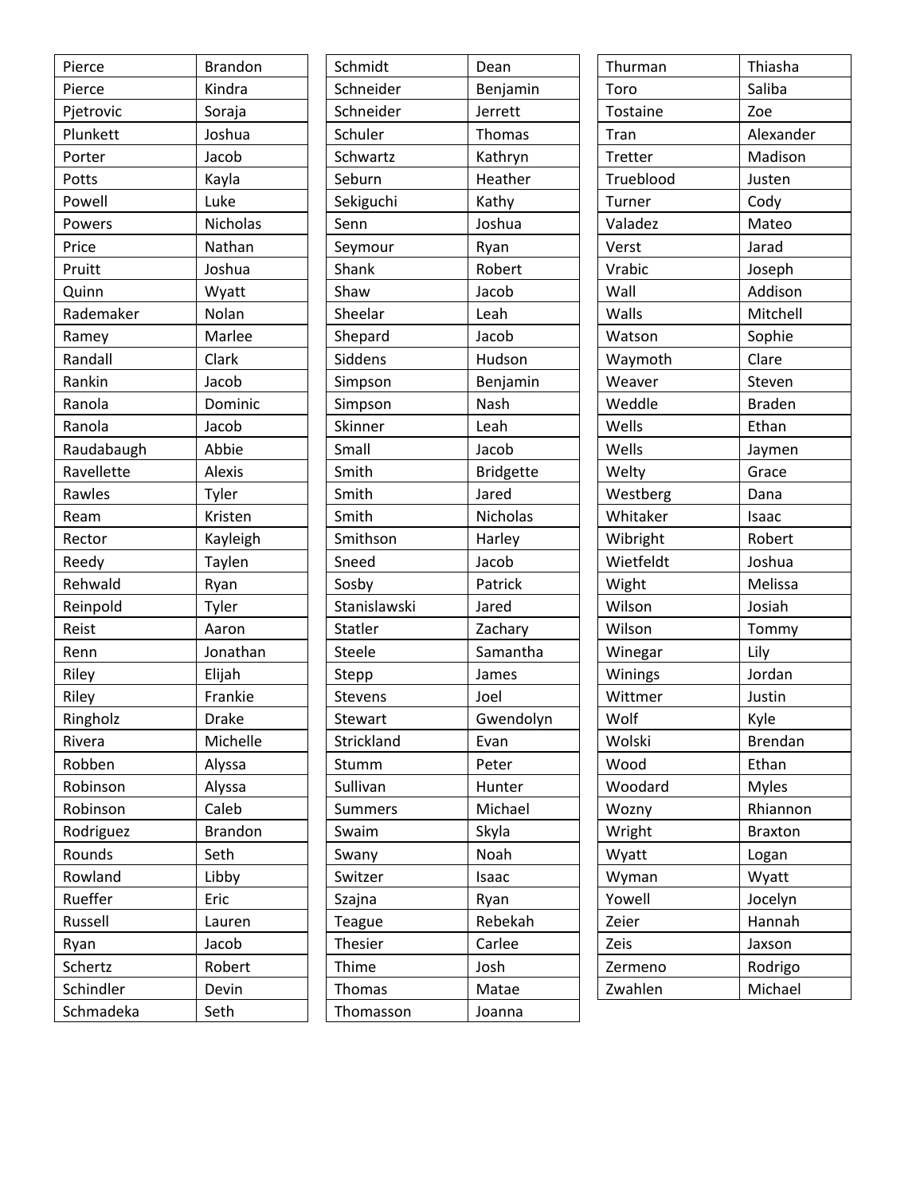| | |
|---|---|
| Pierce | Brandon |
| Pierce | Kindra |
| Pjetrovic | Soraja |
| Plunkett | Joshua |
| Porter | Jacob |
| Potts | Kayla |
| Powell | Luke |
| Powers | Nicholas |
| Price | Nathan |
| Pruitt | Joshua |
| Quinn | Wyatt |
| Rademaker | Nolan |
| Ramey | Marlee |
| Randall | Clark |
| Rankin | Jacob |
| Ranola | Dominic |
| Ranola | Jacob |
| Raudabaugh | Abbie |
| Ravellette | Alexis |
| Rawles | Tyler |
| Ream | Kristen |
| Rector | Kayleigh |
| Reedy | Taylen |
| Rehwald | Ryan |
| Reinpold | Tyler |
| Reist | Aaron |
| Renn | Jonathan |
| Riley | Elijah |
| Riley | Frankie |
| Ringholz | Drake |
| Rivera | Michelle |
| Robben | Alyssa |
| Robinson | Alyssa |
| Robinson | Caleb |
| Rodriguez | Brandon |
| Rounds | Seth |
| Rowland | Libby |
| Rueffer | Eric |
| Russell | Lauren |
| Ryan | Jacob |
| Schertz | Robert |
| Schindler | Devin |
| Schmadeka | Seth |

| | |
|---|---|
| Schmidt | Dean |
| Schneider | Benjamin |
| Schneider | Jerrett |
| Schuler | Thomas |
| Schwartz | Kathryn |
| Seburn | Heather |
| Sekiguchi | Kathy |
| Senn | Joshua |
| Seymour | Ryan |
| Shank | Robert |
| Shaw | Jacob |
| Sheelar | Leah |
| Shepard | Jacob |
| Siddens | Hudson |
| Simpson | Benjamin |
| Simpson | Nash |
| Skinner | Leah |
| Small | Jacob |
| Smith | Bridgette |
| Smith | Jared |
| Smith | Nicholas |
| Smithson | Harley |
| Sneed | Jacob |
| Sosby | Patrick |
| Stanislawski | Jared |
| Statler | Zachary |
| Steele | Samantha |
| Stepp | James |
| Stevens | Joel |
| Stewart | Gwendolyn |
| Strickland | Evan |
| Stumm | Peter |
| Sullivan | Hunter |
| Summers | Michael |
| Swaim | Skyla |
| Swany | Noah |
| Switzer | Isaac |
| Szajna | Ryan |
| Teague | Rebekah |
| Thesier | Carlee |
| Thime | Josh |
| Thomas | Matae |
| Thomasson | Joanna |

| | |
|---|---|
| Thurman | Thiasha |
| Toro | Saliba |
| Tostaine | Zoe |
| Tran | Alexander |
| Tretter | Madison |
| Trueblood | Justen |
| Turner | Cody |
| Valadez | Mateo |
| Verst | Jarad |
| Vrabic | Joseph |
| Wall | Addison |
| Walls | Mitchell |
| Watson | Sophie |
| Waymoth | Clare |
| Weaver | Steven |
| Weddle | Braden |
| Wells | Ethan |
| Wells | Jaymen |
| Welty | Grace |
| Westberg | Dana |
| Whitaker | Isaac |
| Wibright | Robert |
| Wietfeldt | Joshua |
| Wight | Melissa |
| Wilson | Josiah |
| Wilson | Tommy |
| Winegar | Lily |
| Winings | Jordan |
| Wittmer | Justin |
| Wolf | Kyle |
| Wolski | Brendan |
| Wood | Ethan |
| Woodard | Myles |
| Wozny | Rhiannon |
| Wright | Braxton |
| Wyatt | Logan |
| Wyman | Wyatt |
| Yowell | Jocelyn |
| Zeier | Hannah |
| Zeis | Jaxson |
| Zermeno | Rodrigo |
| Zwahlen | Michael |